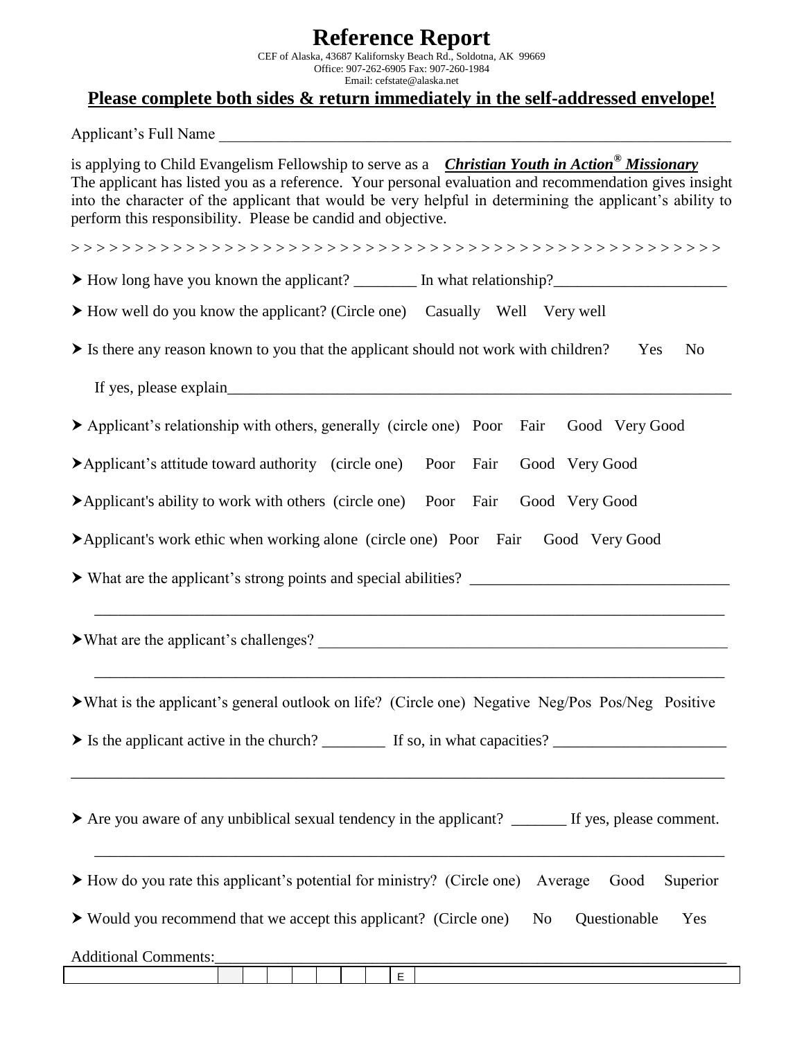# Reference Report

CEF of Alaska, 43687 Kalifornsky Beach Rd., Soldotna, AK 99669
Office: 907-262-6905 Fax: 907-260-1984
Email: cefstate@alaska.net

**Please complete both sides & return immediately in the self-addressed envelope!**

Applicant's Full Name ____________________________________________________________

is applying to Child Evangelism Fellowship to serve as a ***Christian Youth in Action® Missionary***
The applicant has listed you as a reference. Your personal evaluation and recommendation gives insight into the character of the applicant that would be very helpful in determining the applicant's ability to perform this responsibility. Please be candid and objective.

> > > > > > > > > > > > > > > > > > > > > > > > > > > > > > > > > > > > > > > > > > > > > > > > > > > >

- How long have you known the applicant? ________ In what relationship?______________________
- How well do you know the applicant? (Circle one) Casually Well Very well
- Is there any reason known to you that the applicant should not work with children? Yes No

  If yes, please explain___________________________________________________________________

- Applicant's relationship with others, generally (circle one) Poor Fair Good Very Good
- Applicant's attitude toward authority (circle one) Poor Fair Good Very Good
- Applicant's ability to work with others (circle one) Poor Fair Good Very Good
- Applicant's work ethic when working alone (circle one) Poor Fair Good Very Good
- What are the applicant's strong points and special abilities? _________________________________

  ___________________________________________________________________________________

- What are the applicant's challenges? _____________________________________________________

  ___________________________________________________________________________________

- What is the applicant's general outlook on life? (Circle one) Negative Neg/Pos Pos/Neg Positive
- Is the applicant active in the church? ________ If so, in what capacities? ______________________

___________________________________________________________________________________

- Are you aware of any unbiblical sexual tendency in the applicant? _______ If yes, please comment.

  ___________________________________________________________________________________

- How do you rate this applicant's potential for ministry? (Circle one) Average Good Superior
- Would you recommend that we accept this applicant? (Circle one) No Questionable Yes

Additional Comments:_______________________________________________________________

| | | | | | | | | E | |
|---|---|---|---|---|---|---|---|---|---|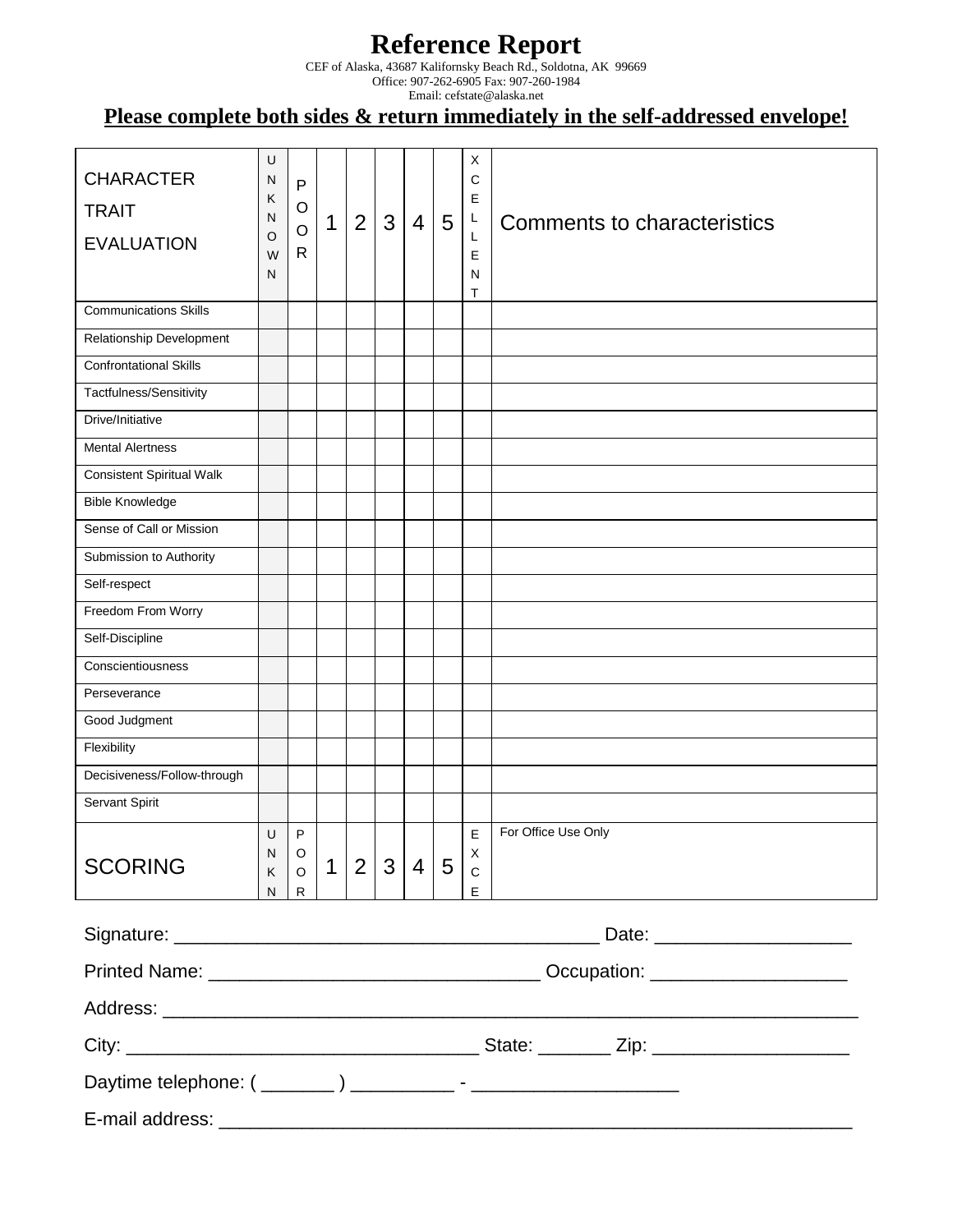# Reference Report

CEF of Alaska, 43687 Kalifornsky Beach Rd., Soldotna, AK 99669
Office: 907-262-6905 Fax: 907-260-1984
Email: cefstate@alaska.net

**Please complete both sides & return immediately in the self-addressed envelope!**

| CHARACTER TRAIT EVALUATION | UNKNOWN | POOR | 1 | 2 | 3 | 4 | 5 | XCELLENT | Comments to characteristics |
|---|---|---|---|---|---|---|---|---|---|
| Communications Skills | | | | | | | | | |
| Relationship Development | | | | | | | | | |
| Confrontational Skills | | | | | | | | | |
| Tactfulness/Sensitivity | | | | | | | | | |
| Drive/Initiative | | | | | | | | | |
| Mental Alertness | | | | | | | | | |
| Consistent Spiritual Walk | | | | | | | | | |
| Bible Knowledge | | | | | | | | | |
| Sense of Call or Mission | | | | | | | | | |
| Submission to Authority | | | | | | | | | |
| Self-respect | | | | | | | | | |
| Freedom From Worry | | | | | | | | | |
| Self-Discipline | | | | | | | | | |
| Conscientiousness | | | | | | | | | |
| Perseverance | | | | | | | | | |
| Good Judgment | | | | | | | | | |
| Flexibility | | | | | | | | | |
| Decisiveness/Follow-through | | | | | | | | | |
| Servant Spirit | | | | | | | | | |
| SCORING | UNKN | POOR | 1 | 2 | 3 | 4 | 5 | EXCE | For Office Use Only |

Signature: ________________________________________ Date: __________________

Printed Name: _______________________________ Occupation: __________________

Address: ___________________________________________________________________

City: _________________________________ State: _______ Zip: __________________

Daytime telephone: ( _______ ) _________ - ___________________

E-mail address: _____________________________________________________________